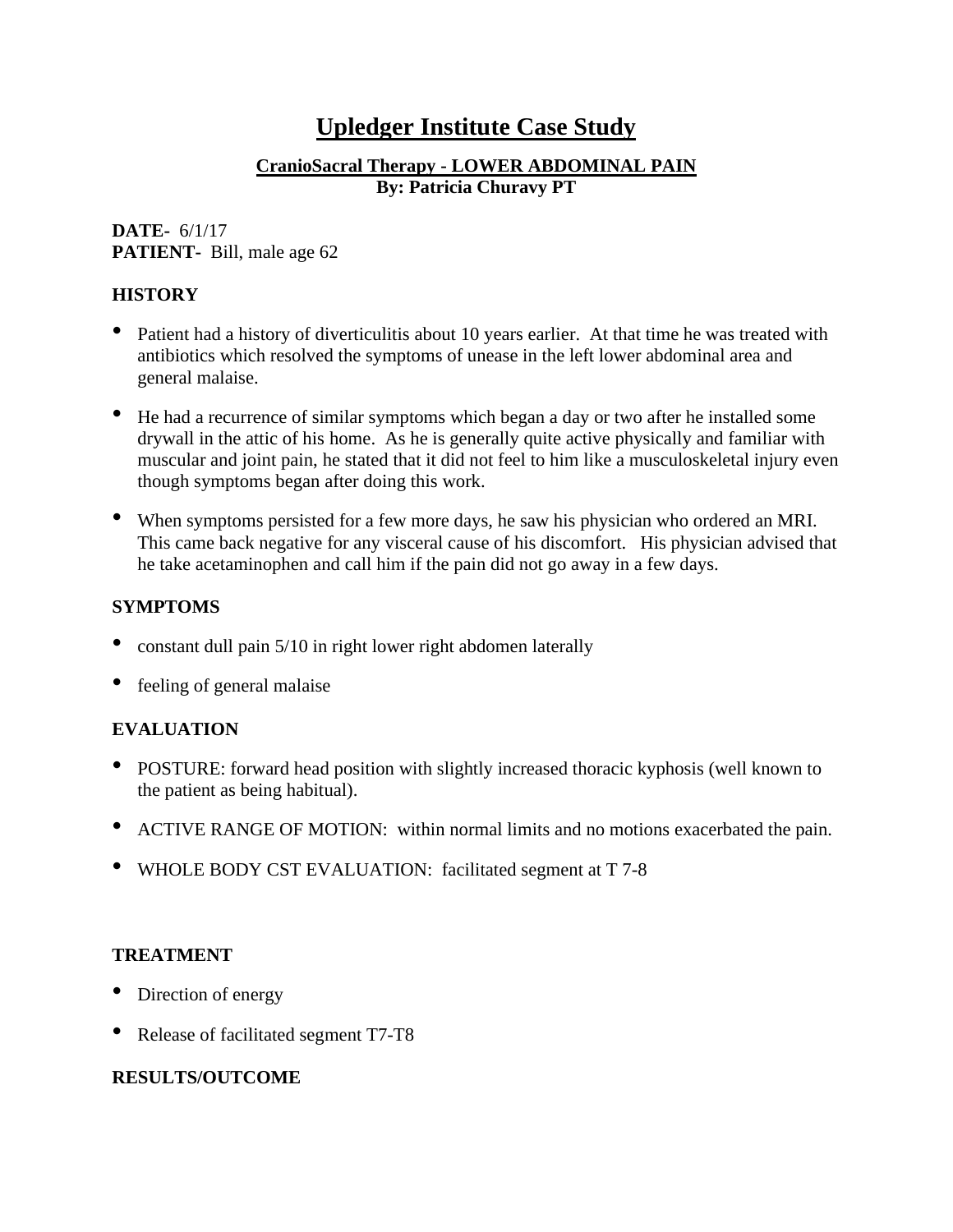# Upledger Institute Case Study

### CranioSacral Therapy - LOWER ABDOMINAL PAIN
### By: Patricia Churavy PT

**DATE-** 6/1/17
**PATIENT-** Bill, male age 62

**HISTORY**

- Patient had a history of diverticulitis about 10 years earlier. At that time he was treated with antibiotics which resolved the symptoms of unease in the left lower abdominal area and general malaise.
- He had a recurrence of similar symptoms which began a day or two after he installed some drywall in the attic of his home. As he is generally quite active physically and familiar with muscular and joint pain, he stated that it did not feel to him like a musculoskeletal injury even though symptoms began after doing this work.
- When symptoms persisted for a few more days, he saw his physician who ordered an MRI. This came back negative for any visceral cause of his discomfort. His physician advised that he take acetaminophen and call him if the pain did not go away in a few days.

**SYMPTOMS**

- constant dull pain 5/10 in right lower right abdomen laterally
- feeling of general malaise

**EVALUATION**

- POSTURE: forward head position with slightly increased thoracic kyphosis (well known to the patient as being habitual).
- ACTIVE RANGE OF MOTION: within normal limits and no motions exacerbated the pain.
- WHOLE BODY CST EVALUATION: facilitated segment at T 7-8

**TREATMENT**

- Direction of energy
- Release of facilitated segment T7-T8

**RESULTS/OUTCOME**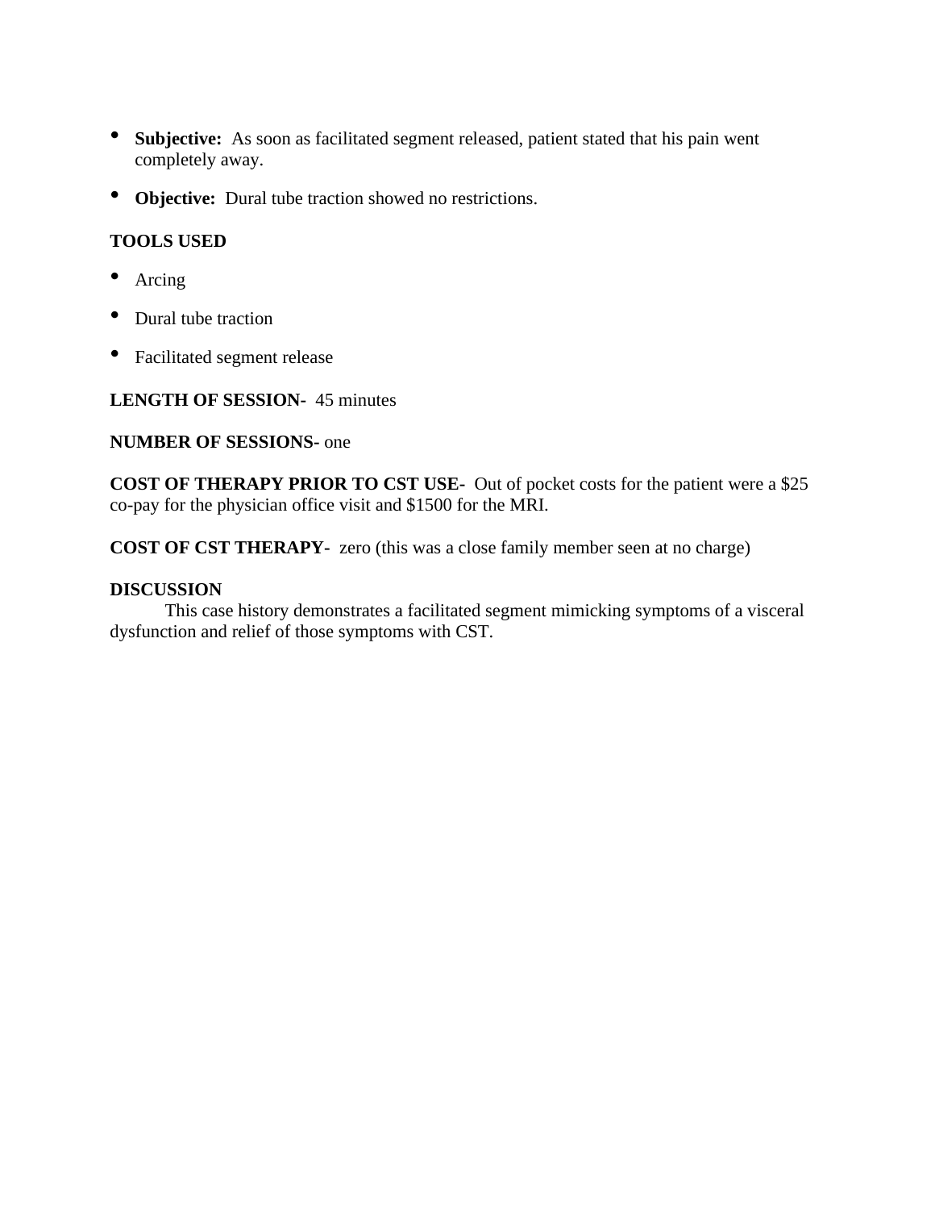- **Subjective:** As soon as facilitated segment released, patient stated that his pain went completely away.
- **Objective:** Dural tube traction showed no restrictions.

**TOOLS USED**

- Arcing
- Dural tube traction
- Facilitated segment release

**LENGTH OF SESSION-** 45 minutes

**NUMBER OF SESSIONS-** one

**COST OF THERAPY PRIOR TO CST USE-** Out of pocket costs for the patient were a $25 co-pay for the physician office visit and $1500 for the MRI.

**COST OF CST THERAPY-** zero (this was a close family member seen at no charge)

**DISCUSSION**

This case history demonstrates a facilitated segment mimicking symptoms of a visceral dysfunction and relief of those symptoms with CST.